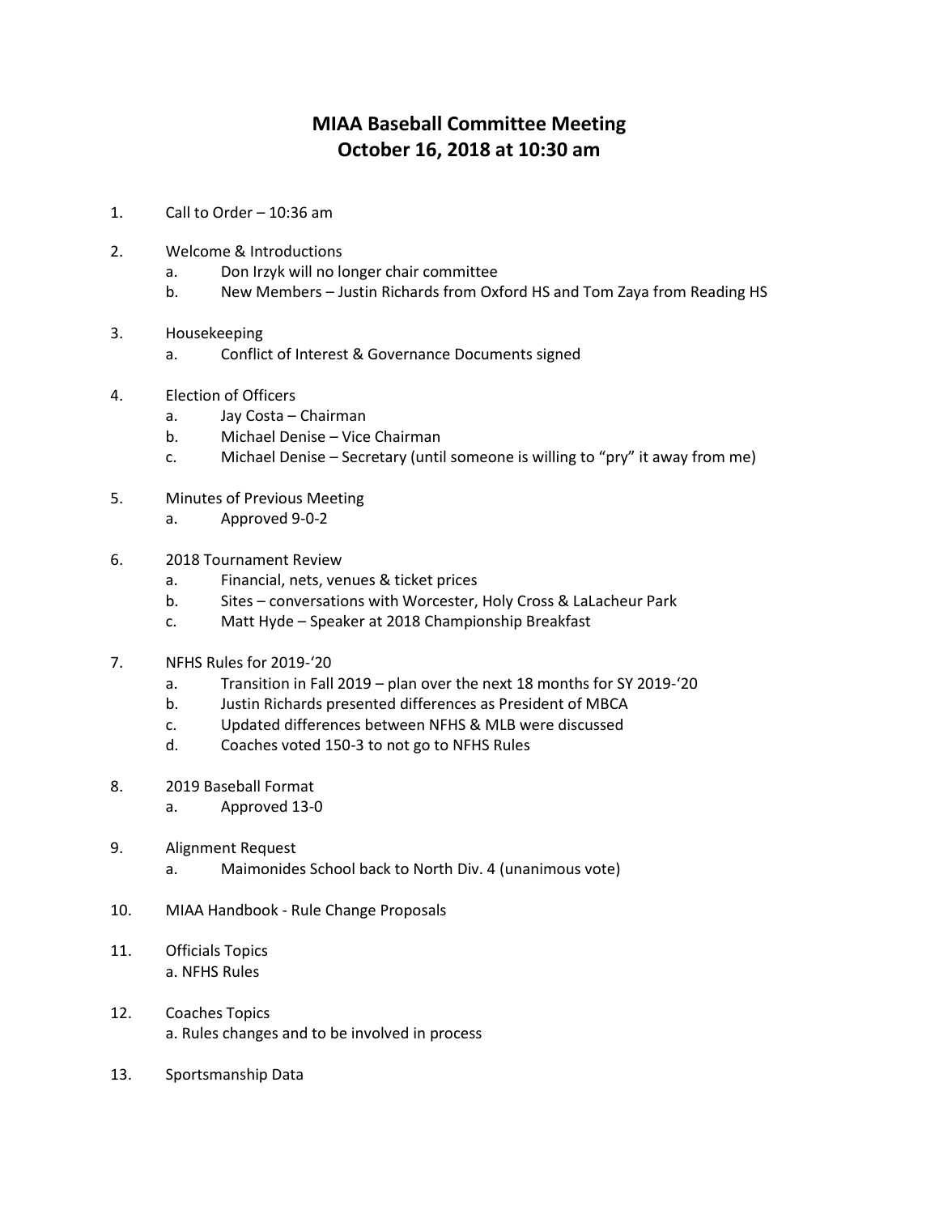# MIAA Baseball Committee Meeting
# October 16, 2018 at 10:30 am

1. Call to Order – 10:36 am

2. Welcome & Introductions
   a. Don Irzyk will no longer chair committee
   b. New Members – Justin Richards from Oxford HS and Tom Zaya from Reading HS

3. Housekeeping
   a. Conflict of Interest & Governance Documents signed

4. Election of Officers
   a. Jay Costa – Chairman
   b. Michael Denise – Vice Chairman
   c. Michael Denise – Secretary (until someone is willing to "pry" it away from me)

5. Minutes of Previous Meeting
   a. Approved 9-0-2

6. 2018 Tournament Review
   a. Financial, nets, venues & ticket prices
   b. Sites – conversations with Worcester, Holy Cross & LaLacheur Park
   c. Matt Hyde – Speaker at 2018 Championship Breakfast

7. NFHS Rules for 2019-'20
   a. Transition in Fall 2019 – plan over the next 18 months for SY 2019-'20
   b. Justin Richards presented differences as President of MBCA
   c. Updated differences between NFHS & MLB were discussed
   d. Coaches voted 150-3 to not go to NFHS Rules

8. 2019 Baseball Format
   a. Approved 13-0

9. Alignment Request
   a. Maimonides School back to North Div. 4 (unanimous vote)

10. MIAA Handbook - Rule Change Proposals

11. Officials Topics
    a. NFHS Rules

12. Coaches Topics
    a. Rules changes and to be involved in process

13. Sportsmanship Data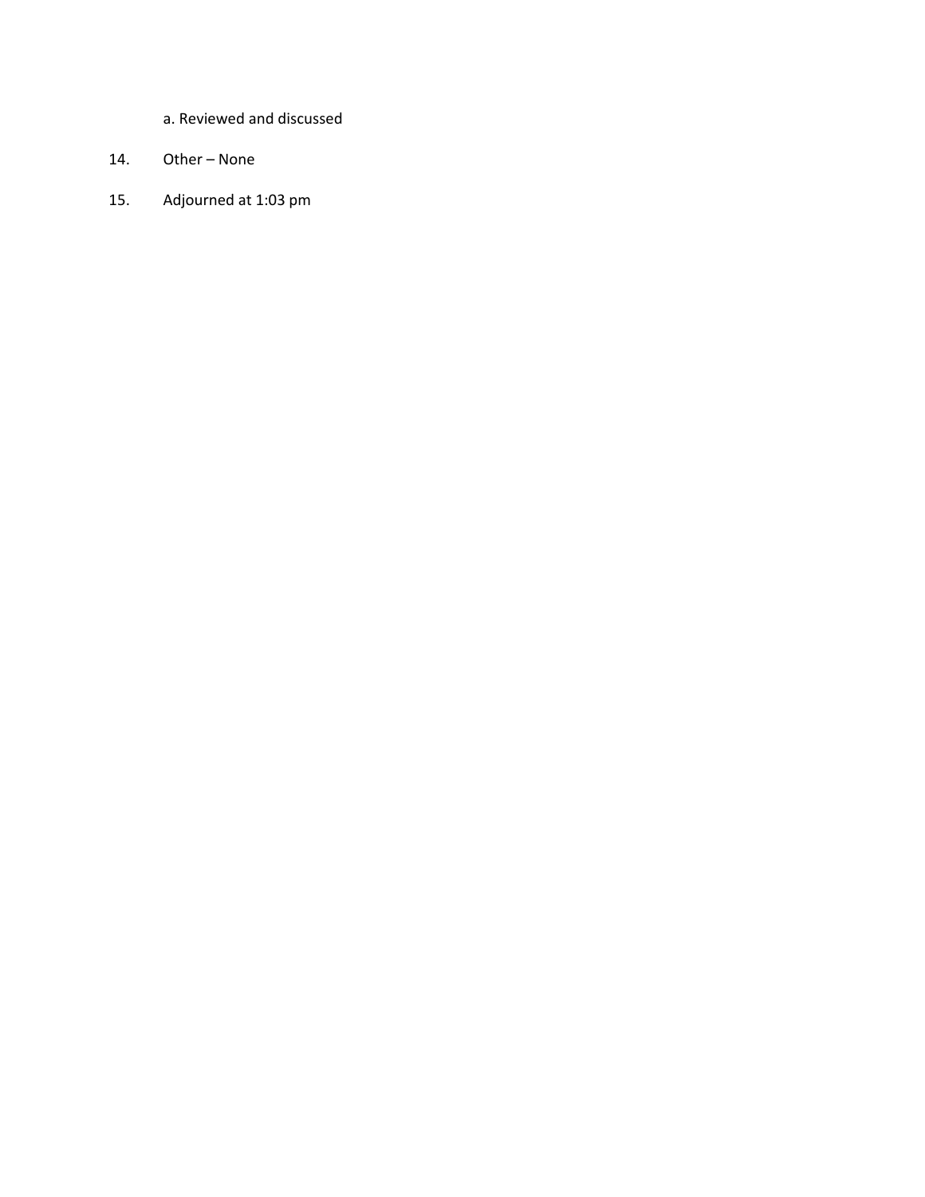a. Reviewed and discussed

14. Other – None

15. Adjourned at 1:03 pm